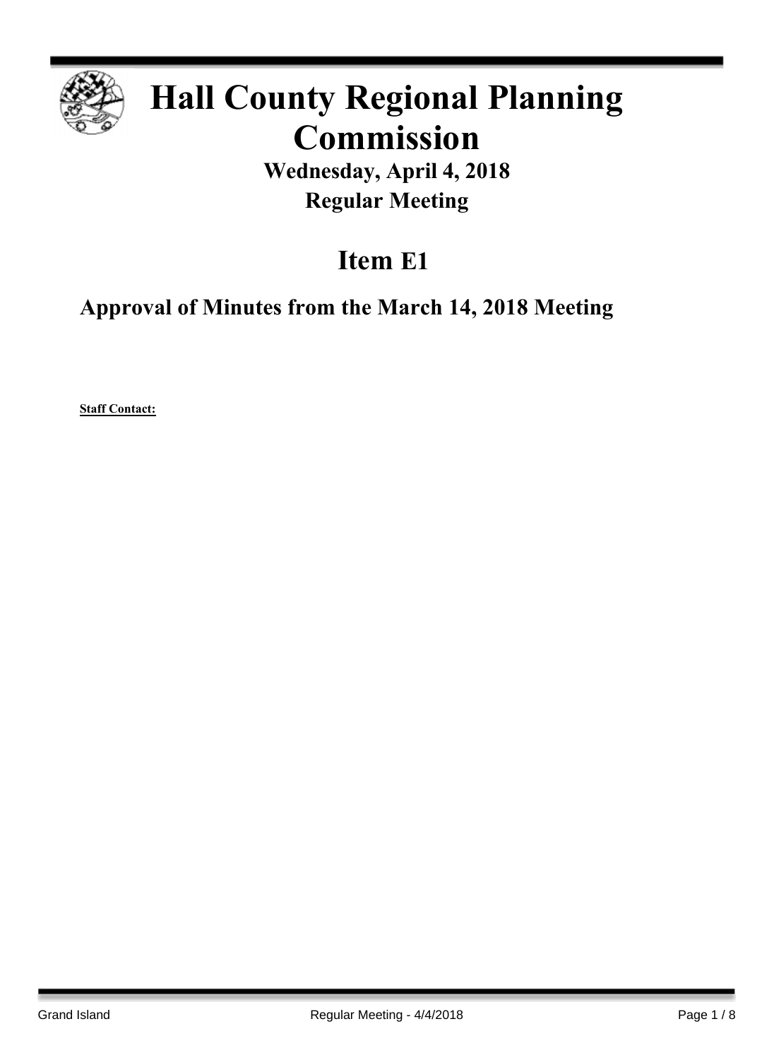# Hall County Regional Planning Commission

## Wednesday, April 4, 2018

## Regular Meeting

# Item E1

## Approval of Minutes from the March 14, 2018 Meeting

**Staff Contact:**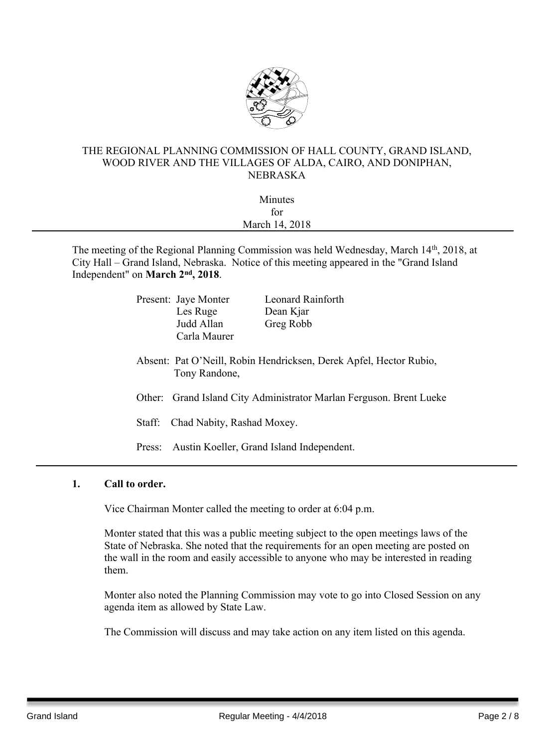THE REGIONAL PLANNING COMMISSION OF HALL COUNTY, GRAND ISLAND, WOOD RIVER AND THE VILLAGES OF ALDA, CAIRO, AND DONIPHAN, NEBRASKA

Minutes
for
March 14, 2018

---

The meeting of the Regional Planning Commission was held Wednesday, March 14th, 2018, at City Hall – Grand Island, Nebraska. Notice of this meeting appeared in the "Grand Island Independent" on **March 2nd, 2018**.

Present: Jaye Monter, Les Ruge, Judd Allan, Carla Maurer, Leonard Rainforth, Dean Kjar, Greg Robb

Absent: Pat O'Neill, Robin Hendricksen, Derek Apfel, Hector Rubio, Tony Randone,

Other: Grand Island City Administrator Marlan Ferguson. Brent Lueke

Staff: Chad Nabity, Rashad Moxey.

Press: Austin Koeller, Grand Island Independent.

---

**1. Call to order.**

Vice Chairman Monter called the meeting to order at 6:04 p.m.

Monter stated that this was a public meeting subject to the open meetings laws of the State of Nebraska. She noted that the requirements for an open meeting are posted on the wall in the room and easily accessible to anyone who may be interested in reading them.

Monter also noted the Planning Commission may vote to go into Closed Session on any agenda item as allowed by State Law.

The Commission will discuss and may take action on any item listed on this agenda.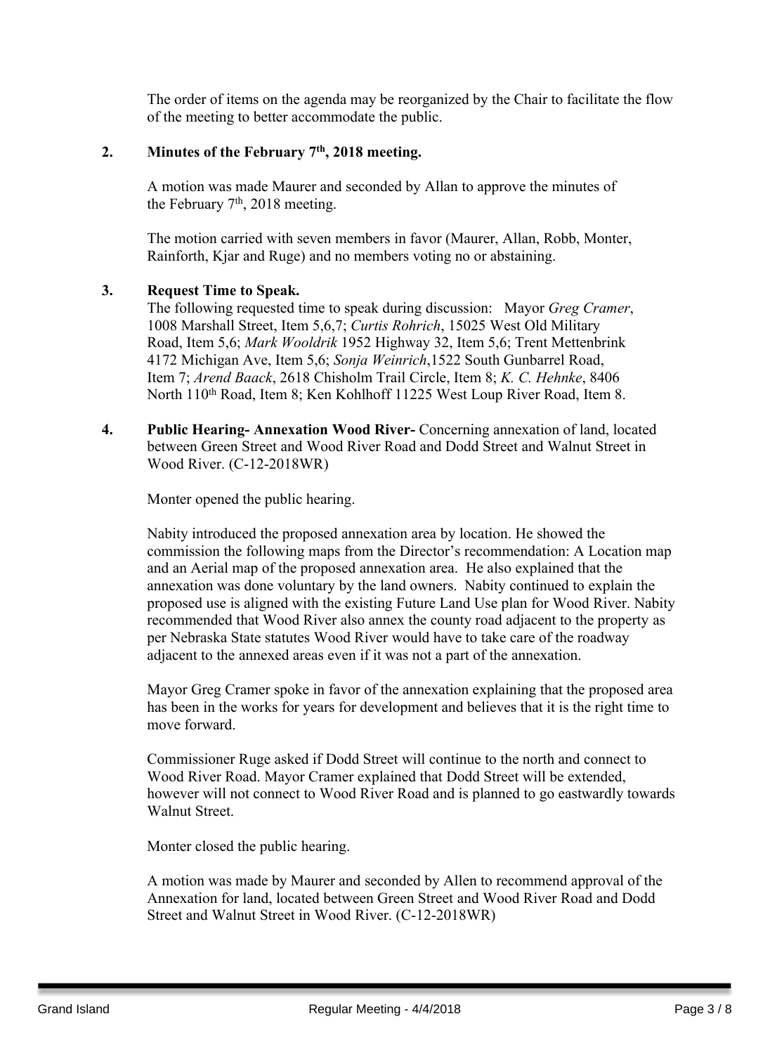The order of items on the agenda may be reorganized by the Chair to facilitate the flow of the meeting to better accommodate the public.

**2. Minutes of the February 7th, 2018 meeting.**

A motion was made Maurer and seconded by Allan to approve the minutes of the February 7th, 2018 meeting.

The motion carried with seven members in favor (Maurer, Allan, Robb, Monter, Rainforth, Kjar and Ruge) and no members voting no or abstaining.

**3. Request Time to Speak.**

The following requested time to speak during discussion: Mayor *Greg Cramer*, 1008 Marshall Street, Item 5,6,7; *Curtis Rohrich*, 15025 West Old Military Road, Item 5,6; *Mark Wooldrik* 1952 Highway 32, Item 5,6; Trent Mettenbrink 4172 Michigan Ave, Item 5,6; *Sonja Weinrich*,1522 South Gunbarrel Road, Item 7; *Arend Baack*, 2618 Chisholm Trail Circle, Item 8; *K. C. Hehnke*, 8406 North 110th Road, Item 8; Ken Kohlhoff 11225 West Loup River Road, Item 8.

**4. Public Hearing- Annexation Wood River-** Concerning annexation of land, located between Green Street and Wood River Road and Dodd Street and Walnut Street in Wood River. (C-12-2018WR)

Monter opened the public hearing.

Nabity introduced the proposed annexation area by location. He showed the commission the following maps from the Director's recommendation: A Location map and an Aerial map of the proposed annexation area. He also explained that the annexation was done voluntary by the land owners. Nabity continued to explain the proposed use is aligned with the existing Future Land Use plan for Wood River. Nabity recommended that Wood River also annex the county road adjacent to the property as per Nebraska State statutes Wood River would have to take care of the roadway adjacent to the annexed areas even if it was not a part of the annexation.

Mayor Greg Cramer spoke in favor of the annexation explaining that the proposed area has been in the works for years for development and believes that it is the right time to move forward.

Commissioner Ruge asked if Dodd Street will continue to the north and connect to Wood River Road. Mayor Cramer explained that Dodd Street will be extended, however will not connect to Wood River Road and is planned to go eastwardly towards Walnut Street.

Monter closed the public hearing.

A motion was made by Maurer and seconded by Allen to recommend approval of the Annexation for land, located between Green Street and Wood River Road and Dodd Street and Walnut Street in Wood River. (C-12-2018WR)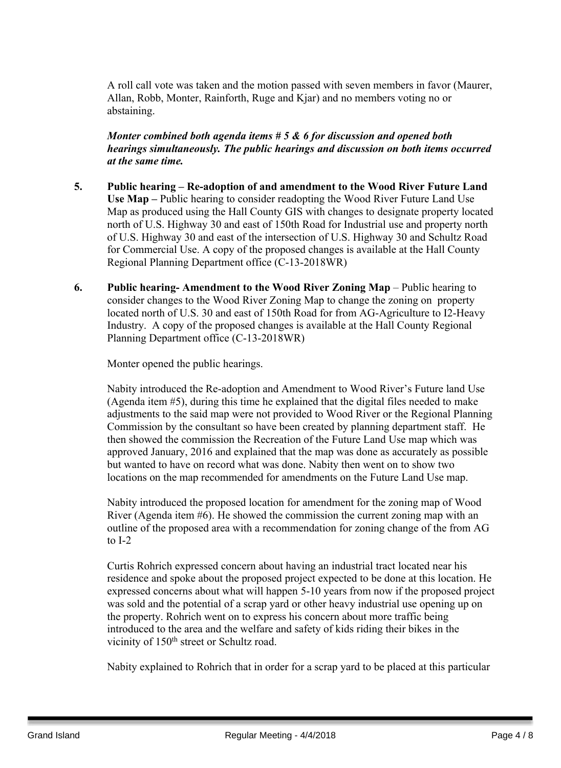A roll call vote was taken and the motion passed with seven members in favor (Maurer, Allan, Robb, Monter, Rainforth, Ruge and Kjar) and no members voting no or abstaining.

***Monter combined both agenda items # 5 & 6 for discussion and opened both hearings simultaneously. The public hearings and discussion on both items occurred at the same time.***

5. **Public hearing – Re-adoption of and amendment to the Wood River Future Land Use Map –** Public hearing to consider readopting the Wood River Future Land Use Map as produced using the Hall County GIS with changes to designate property located north of U.S. Highway 30 and east of 150th Road for Industrial use and property north of U.S. Highway 30 and east of the intersection of U.S. Highway 30 and Schultz Road for Commercial Use. A copy of the proposed changes is available at the Hall County Regional Planning Department office (C-13-2018WR)

6. **Public hearing- Amendment to the Wood River Zoning Map** – Public hearing to consider changes to the Wood River Zoning Map to change the zoning on property located north of U.S. 30 and east of 150th Road for from AG-Agriculture to I2-Heavy Industry. A copy of the proposed changes is available at the Hall County Regional Planning Department office (C-13-2018WR)

   Monter opened the public hearings.

   Nabity introduced the Re-adoption and Amendment to Wood River's Future land Use (Agenda item #5), during this time he explained that the digital files needed to make adjustments to the said map were not provided to Wood River or the Regional Planning Commission by the consultant so have been created by planning department staff. He then showed the commission the Recreation of the Future Land Use map which was approved January, 2016 and explained that the map was done as accurately as possible but wanted to have on record what was done. Nabity then went on to show two locations on the map recommended for amendments on the Future Land Use map.

   Nabity introduced the proposed location for amendment for the zoning map of Wood River (Agenda item #6). He showed the commission the current zoning map with an outline of the proposed area with a recommendation for zoning change of the from AG to I-2

   Curtis Rohrich expressed concern about having an industrial tract located near his residence and spoke about the proposed project expected to be done at this location. He expressed concerns about what will happen 5-10 years from now if the proposed project was sold and the potential of a scrap yard or other heavy industrial use opening up on the property. Rohrich went on to express his concern about more traffic being introduced to the area and the welfare and safety of kids riding their bikes in the vicinity of 150th street or Schultz road.

   Nabity explained to Rohrich that in order for a scrap yard to be placed at this particular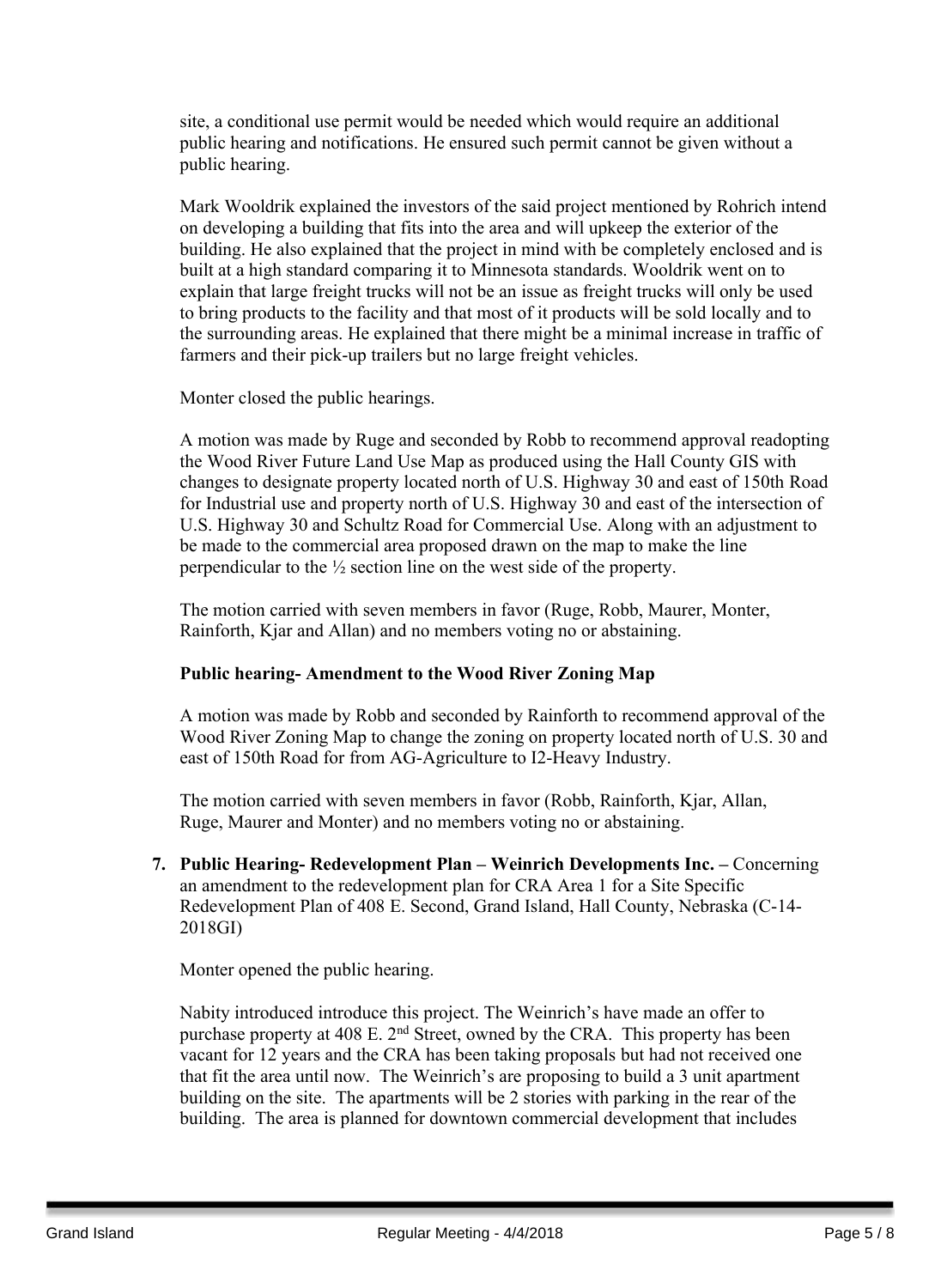site, a conditional use permit would be needed which would require an additional public hearing and notifications. He ensured such permit cannot be given without a public hearing.

Mark Wooldrik explained the investors of the said project mentioned by Rohrich intend on developing a building that fits into the area and will upkeep the exterior of the building. He also explained that the project in mind with be completely enclosed and is built at a high standard comparing it to Minnesota standards. Wooldrik went on to explain that large freight trucks will not be an issue as freight trucks will only be used to bring products to the facility and that most of it products will be sold locally and to the surrounding areas. He explained that there might be a minimal increase in traffic of farmers and their pick-up trailers but no large freight vehicles.

Monter closed the public hearings.

A motion was made by Ruge and seconded by Robb to recommend approval readopting the Wood River Future Land Use Map as produced using the Hall County GIS with changes to designate property located north of U.S. Highway 30 and east of 150th Road for Industrial use and property north of U.S. Highway 30 and east of the intersection of U.S. Highway 30 and Schultz Road for Commercial Use. Along with an adjustment to be made to the commercial area proposed drawn on the map to make the line perpendicular to the ½ section line on the west side of the property.

The motion carried with seven members in favor (Ruge, Robb, Maurer, Monter, Rainforth, Kjar and Allan) and no members voting no or abstaining.

**Public hearing- Amendment to the Wood River Zoning Map**

A motion was made by Robb and seconded by Rainforth to recommend approval of the Wood River Zoning Map to change the zoning on property located north of U.S. 30 and east of 150th Road for from AG-Agriculture to I2-Heavy Industry.

The motion carried with seven members in favor (Robb, Rainforth, Kjar, Allan, Ruge, Maurer and Monter) and no members voting no or abstaining.

7. **Public Hearing- Redevelopment Plan – Weinrich Developments Inc. –** Concerning an amendment to the redevelopment plan for CRA Area 1 for a Site Specific Redevelopment Plan of 408 E. Second, Grand Island, Hall County, Nebraska (C-14-2018GI)

   Monter opened the public hearing.

   Nabity introduced introduce this project. The Weinrich's have made an offer to purchase property at 408 E. 2nd Street, owned by the CRA. This property has been vacant for 12 years and the CRA has been taking proposals but had not received one that fit the area until now. The Weinrich's are proposing to build a 3 unit apartment building on the site. The apartments will be 2 stories with parking in the rear of the building. The area is planned for downtown commercial development that includes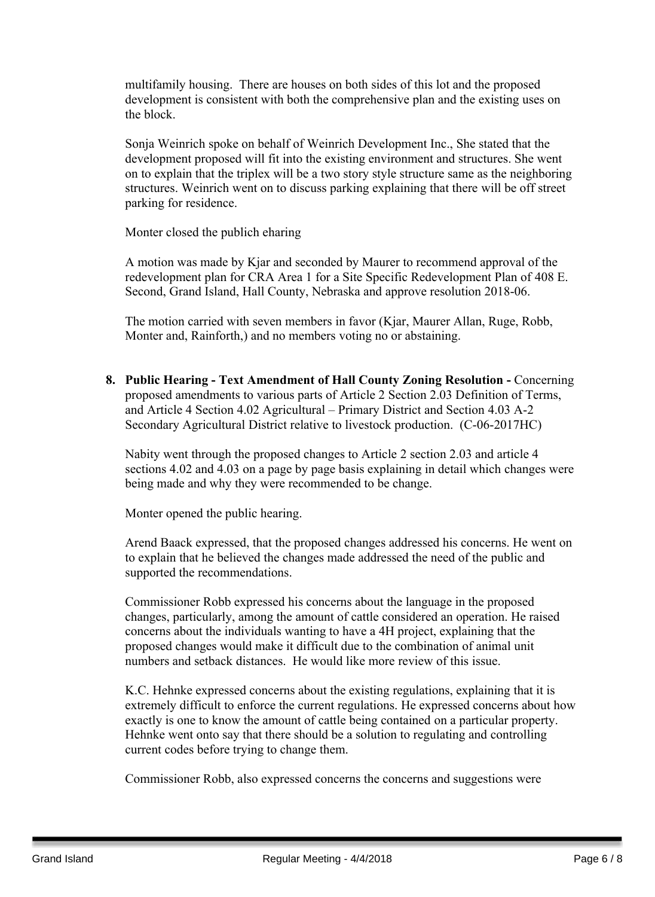multifamily housing. There are houses on both sides of this lot and the proposed development is consistent with both the comprehensive plan and the existing uses on the block.

Sonja Weinrich spoke on behalf of Weinrich Development Inc., She stated that the development proposed will fit into the existing environment and structures. She went on to explain that the triplex will be a two story style structure same as the neighboring structures. Weinrich went on to discuss parking explaining that there will be off street parking for residence.

Monter closed the publich eharing

A motion was made by Kjar and seconded by Maurer to recommend approval of the redevelopment plan for CRA Area 1 for a Site Specific Redevelopment Plan of 408 E. Second, Grand Island, Hall County, Nebraska and approve resolution 2018-06.

The motion carried with seven members in favor (Kjar, Maurer Allan, Ruge, Robb, Monter and, Rainforth,) and no members voting no or abstaining.

8. **Public Hearing - Text Amendment of Hall County Zoning Resolution -** Concerning proposed amendments to various parts of Article 2 Section 2.03 Definition of Terms, and Article 4 Section 4.02 Agricultural – Primary District and Section 4.03 A-2 Secondary Agricultural District relative to livestock production. (C-06-2017HC)

   Nabity went through the proposed changes to Article 2 section 2.03 and article 4 sections 4.02 and 4.03 on a page by page basis explaining in detail which changes were being made and why they were recommended to be change.

   Monter opened the public hearing.

   Arend Baack expressed, that the proposed changes addressed his concerns. He went on to explain that he believed the changes made addressed the need of the public and supported the recommendations.

   Commissioner Robb expressed his concerns about the language in the proposed changes, particularly, among the amount of cattle considered an operation. He raised concerns about the individuals wanting to have a 4H project, explaining that the proposed changes would make it difficult due to the combination of animal unit numbers and setback distances. He would like more review of this issue.

   K.C. Hehnke expressed concerns about the existing regulations, explaining that it is extremely difficult to enforce the current regulations. He expressed concerns about how exactly is one to know the amount of cattle being contained on a particular property. Hehnke went onto say that there should be a solution to regulating and controlling current codes before trying to change them.

   Commissioner Robb, also expressed concerns the concerns and suggestions were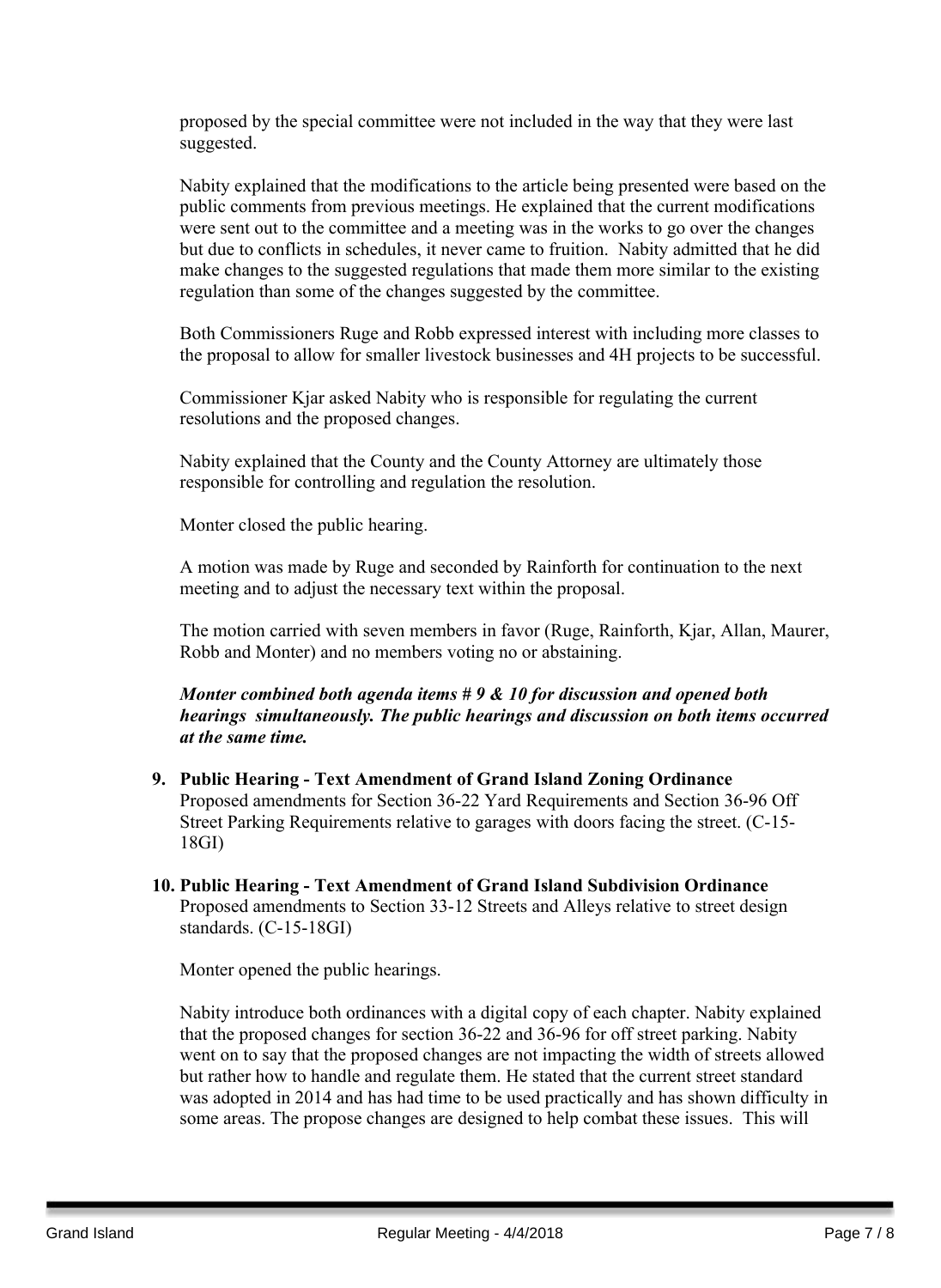proposed by the special committee were not included in the way that they were last suggested.

Nabity explained that the modifications to the article being presented were based on the public comments from previous meetings. He explained that the current modifications were sent out to the committee and a meeting was in the works to go over the changes but due to conflicts in schedules, it never came to fruition. Nabity admitted that he did make changes to the suggested regulations that made them more similar to the existing regulation than some of the changes suggested by the committee.

Both Commissioners Ruge and Robb expressed interest with including more classes to the proposal to allow for smaller livestock businesses and 4H projects to be successful.

Commissioner Kjar asked Nabity who is responsible for regulating the current resolutions and the proposed changes.

Nabity explained that the County and the County Attorney are ultimately those responsible for controlling and regulation the resolution.

Monter closed the public hearing.

A motion was made by Ruge and seconded by Rainforth for continuation to the next meeting and to adjust the necessary text within the proposal.

The motion carried with seven members in favor (Ruge, Rainforth, Kjar, Allan, Maurer, Robb and Monter) and no members voting no or abstaining.

***Monter combined both agenda items # 9 & 10 for discussion and opened both hearings simultaneously. The public hearings and discussion on both items occurred at the same time.***

9. **Public Hearing - Text Amendment of Grand Island Zoning Ordinance**
   Proposed amendments for Section 36-22 Yard Requirements and Section 36-96 Off Street Parking Requirements relative to garages with doors facing the street. (C-15-18GI)

10. **Public Hearing - Text Amendment of Grand Island Subdivision Ordinance**
    Proposed amendments to Section 33-12 Streets and Alleys relative to street design standards. (C-15-18GI)

    Monter opened the public hearings.

    Nabity introduce both ordinances with a digital copy of each chapter. Nabity explained that the proposed changes for section 36-22 and 36-96 for off street parking. Nabity went on to say that the proposed changes are not impacting the width of streets allowed but rather how to handle and regulate them. He stated that the current street standard was adopted in 2014 and has had time to be used practically and has shown difficulty in some areas. The propose changes are designed to help combat these issues. This will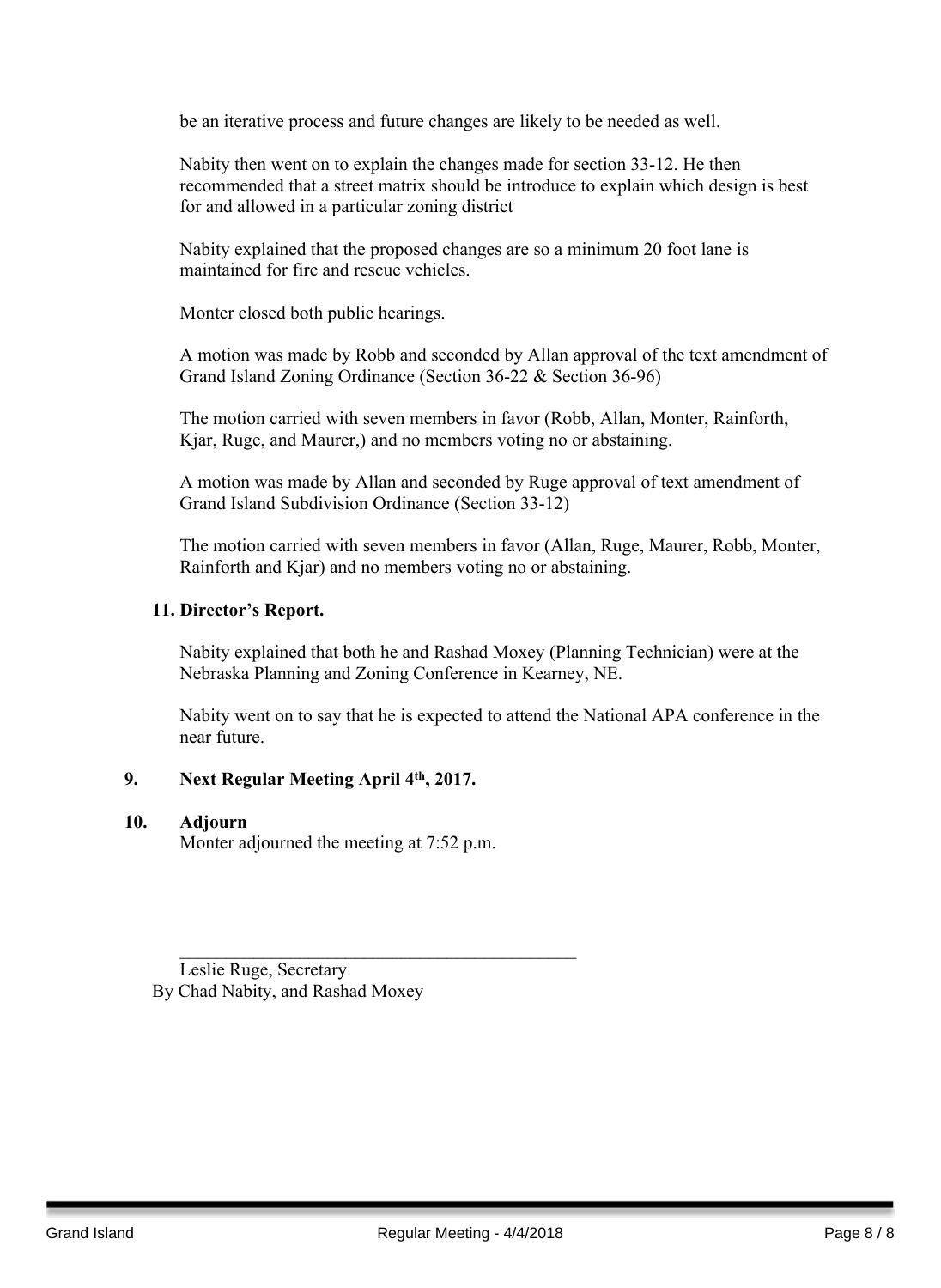be an iterative process and future changes are likely to be needed as well.

Nabity then went on to explain the changes made for section 33-12. He then recommended that a street matrix should be introduce to explain which design is best for and allowed in a particular zoning district

Nabity explained that the proposed changes are so a minimum 20 foot lane is maintained for fire and rescue vehicles.

Monter closed both public hearings.

A motion was made by Robb and seconded by Allan approval of the text amendment of Grand Island Zoning Ordinance (Section 36-22 & Section 36-96)

The motion carried with seven members in favor (Robb, Allan, Monter, Rainforth, Kjar, Ruge, and Maurer,) and no members voting no or abstaining.

A motion was made by Allan and seconded by Ruge approval of text amendment of Grand Island Subdivision Ordinance (Section 33-12)

The motion carried with seven members in favor (Allan, Ruge, Maurer, Robb, Monter, Rainforth and Kjar) and no members voting no or abstaining.

**11. Director's Report.**

Nabity explained that both he and Rashad Moxey (Planning Technician) were at the Nebraska Planning and Zoning Conference in Kearney, NE.

Nabity went on to say that he is expected to attend the National APA conference in the near future.

**9. Next Regular Meeting April 4th, 2017.**

**10. Adjourn**

Monter adjourned the meeting at 7:52 p.m.

\_\_\_\_\_\_\_\_\_\_\_\_\_\_\_\_\_\_\_\_\_\_\_\_\_\_\_\_\_\_\_\_\_\_\_\_\_\_\_\_\_\_\_\_

Leslie Ruge, Secretary

By Chad Nabity, and Rashad Moxey